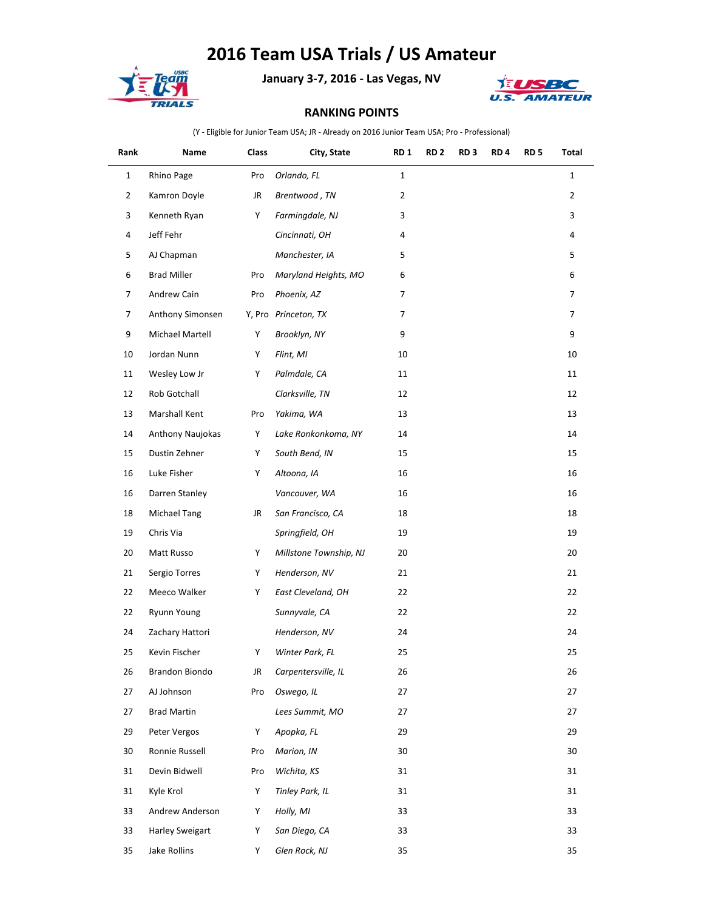# 2016 Team USA Trials / US Amateur

**January 3-7, 2016 - Las Vegas, NV**

**RANKING POINTS**

(Y - Eligible for Junior Team USA; JR - Already on 2016 Junior Team USA; Pro - Professional)

| Rank | Name | Class | City, State | RD 1 | RD 2 | RD 3 | RD 4 | RD 5 | Total |
|---|---|---|---|---|---|---|---|---|---|
| 1 | Rhino Page | Pro | *Orlando, FL* | 1 | | | | | 1 |
| 2 | Kamron Doyle | JR | *Brentwood , TN* | 2 | | | | | 2 |
| 3 | Kenneth Ryan | Y | *Farmingdale, NJ* | 3 | | | | | 3 |
| 4 | Jeff Fehr | | *Cincinnati, OH* | 4 | | | | | 4 |
| 5 | AJ Chapman | | *Manchester, IA* | 5 | | | | | 5 |
| 6 | Brad Miller | Pro | *Maryland Heights, MO* | 6 | | | | | 6 |
| 7 | Andrew Cain | Pro | *Phoenix, AZ* | 7 | | | | | 7 |
| 7 | Anthony Simonsen | Y, Pro | *Princeton, TX* | 7 | | | | | 7 |
| 9 | Michael Martell | Y | *Brooklyn, NY* | 9 | | | | | 9 |
| 10 | Jordan Nunn | Y | *Flint, MI* | 10 | | | | | 10 |
| 11 | Wesley Low Jr | Y | *Palmdale, CA* | 11 | | | | | 11 |
| 12 | Rob Gotchall | | *Clarksville, TN* | 12 | | | | | 12 |
| 13 | Marshall Kent | Pro | *Yakima, WA* | 13 | | | | | 13 |
| 14 | Anthony Naujokas | Y | *Lake Ronkonkoma, NY* | 14 | | | | | 14 |
| 15 | Dustin Zehner | Y | *South Bend, IN* | 15 | | | | | 15 |
| 16 | Luke Fisher | Y | *Altoona, IA* | 16 | | | | | 16 |
| 16 | Darren Stanley | | *Vancouver, WA* | 16 | | | | | 16 |
| 18 | Michael Tang | JR | *San Francisco, CA* | 18 | | | | | 18 |
| 19 | Chris Via | | *Springfield, OH* | 19 | | | | | 19 |
| 20 | Matt Russo | Y | *Millstone Township, NJ* | 20 | | | | | 20 |
| 21 | Sergio Torres | Y | *Henderson, NV* | 21 | | | | | 21 |
| 22 | Meeco Walker | Y | *East Cleveland, OH* | 22 | | | | | 22 |
| 22 | Ryunn Young | | *Sunnyvale, CA* | 22 | | | | | 22 |
| 24 | Zachary Hattori | | *Henderson, NV* | 24 | | | | | 24 |
| 25 | Kevin Fischer | Y | *Winter Park, FL* | 25 | | | | | 25 |
| 26 | Brandon Biondo | JR | *Carpentersville, IL* | 26 | | | | | 26 |
| 27 | AJ Johnson | Pro | *Oswego, IL* | 27 | | | | | 27 |
| 27 | Brad Martin | | *Lees Summit, MO* | 27 | | | | | 27 |
| 29 | Peter Vergos | Y | *Apopka, FL* | 29 | | | | | 29 |
| 30 | Ronnie Russell | Pro | *Marion, IN* | 30 | | | | | 30 |
| 31 | Devin Bidwell | Pro | *Wichita, KS* | 31 | | | | | 31 |
| 31 | Kyle Krol | Y | *Tinley Park, IL* | 31 | | | | | 31 |
| 33 | Andrew Anderson | Y | *Holly, MI* | 33 | | | | | 33 |
| 33 | Harley Sweigart | Y | *San Diego, CA* | 33 | | | | | 33 |
| 35 | Jake Rollins | Y | *Glen Rock, NJ* | 35 | | | | | 35 |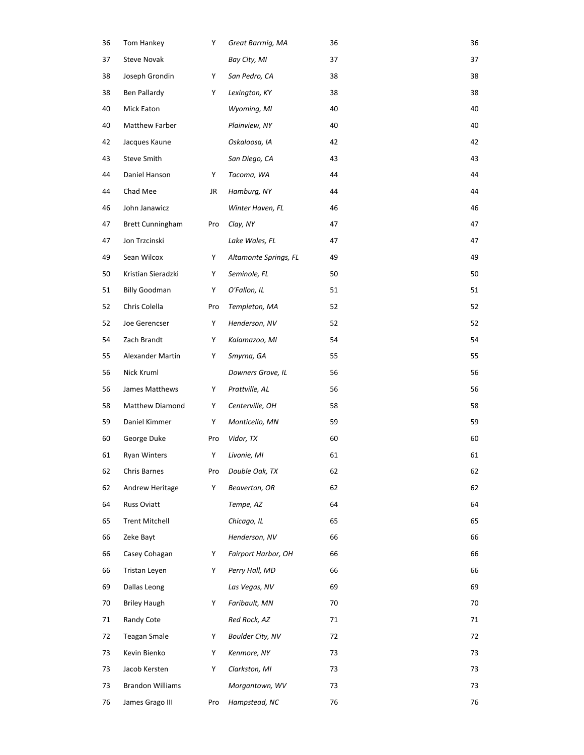| | | | | | |
|---|---|---|---|---|---|
| 36 | Tom Hankey | Y | *Great Barrnig, MA* | 36 | 36 |
| 37 | Steve Novak | | *Bay City, MI* | 37 | 37 |
| 38 | Joseph Grondin | Y | *San Pedro, CA* | 38 | 38 |
| 38 | Ben Pallardy | Y | *Lexington, KY* | 38 | 38 |
| 40 | Mick Eaton | | *Wyoming, MI* | 40 | 40 |
| 40 | Matthew Farber | | *Plainview, NY* | 40 | 40 |
| 42 | Jacques Kaune | | *Oskaloosa, IA* | 42 | 42 |
| 43 | Steve Smith | | *San Diego, CA* | 43 | 43 |
| 44 | Daniel Hanson | Y | *Tacoma, WA* | 44 | 44 |
| 44 | Chad Mee | JR | *Hamburg, NY* | 44 | 44 |
| 46 | John Janawicz | | *Winter Haven, FL* | 46 | 46 |
| 47 | Brett Cunningham | Pro | *Clay, NY* | 47 | 47 |
| 47 | Jon Trzcinski | | *Lake Wales, FL* | 47 | 47 |
| 49 | Sean Wilcox | Y | *Altamonte Springs, FL* | 49 | 49 |
| 50 | Kristian Sieradzki | Y | *Seminole, FL* | 50 | 50 |
| 51 | Billy Goodman | Y | *O'Fallon, IL* | 51 | 51 |
| 52 | Chris Colella | Pro | *Templeton, MA* | 52 | 52 |
| 52 | Joe Gerencser | Y | *Henderson, NV* | 52 | 52 |
| 54 | Zach Brandt | Y | *Kalamazoo, MI* | 54 | 54 |
| 55 | Alexander Martin | Y | *Smyrna, GA* | 55 | 55 |
| 56 | Nick Kruml | | *Downers Grove, IL* | 56 | 56 |
| 56 | James Matthews | Y | *Prattville, AL* | 56 | 56 |
| 58 | Matthew Diamond | Y | *Centerville, OH* | 58 | 58 |
| 59 | Daniel Kimmer | Y | *Monticello, MN* | 59 | 59 |
| 60 | George Duke | Pro | *Vidor, TX* | 60 | 60 |
| 61 | Ryan Winters | Y | *Livonie, MI* | 61 | 61 |
| 62 | Chris Barnes | Pro | *Double Oak, TX* | 62 | 62 |
| 62 | Andrew Heritage | Y | *Beaverton, OR* | 62 | 62 |
| 64 | Russ Oviatt | | *Tempe, AZ* | 64 | 64 |
| 65 | Trent Mitchell | | *Chicago, IL* | 65 | 65 |
| 66 | Zeke Bayt | | *Henderson, NV* | 66 | 66 |
| 66 | Casey Cohagan | Y | *Fairport Harbor, OH* | 66 | 66 |
| 66 | Tristan Leyen | Y | *Perry Hall, MD* | 66 | 66 |
| 69 | Dallas Leong | | *Las Vegas, NV* | 69 | 69 |
| 70 | Briley Haugh | Y | *Faribault, MN* | 70 | 70 |
| 71 | Randy Cote | | *Red Rock, AZ* | 71 | 71 |
| 72 | Teagan Smale | Y | *Boulder City, NV* | 72 | 72 |
| 73 | Kevin Bienko | Y | *Kenmore, NY* | 73 | 73 |
| 73 | Jacob Kersten | Y | *Clarkston, MI* | 73 | 73 |
| 73 | Brandon Williams | | *Morgantown, WV* | 73 | 73 |
| 76 | James Grago III | Pro | *Hampstead, NC* | 76 | 76 |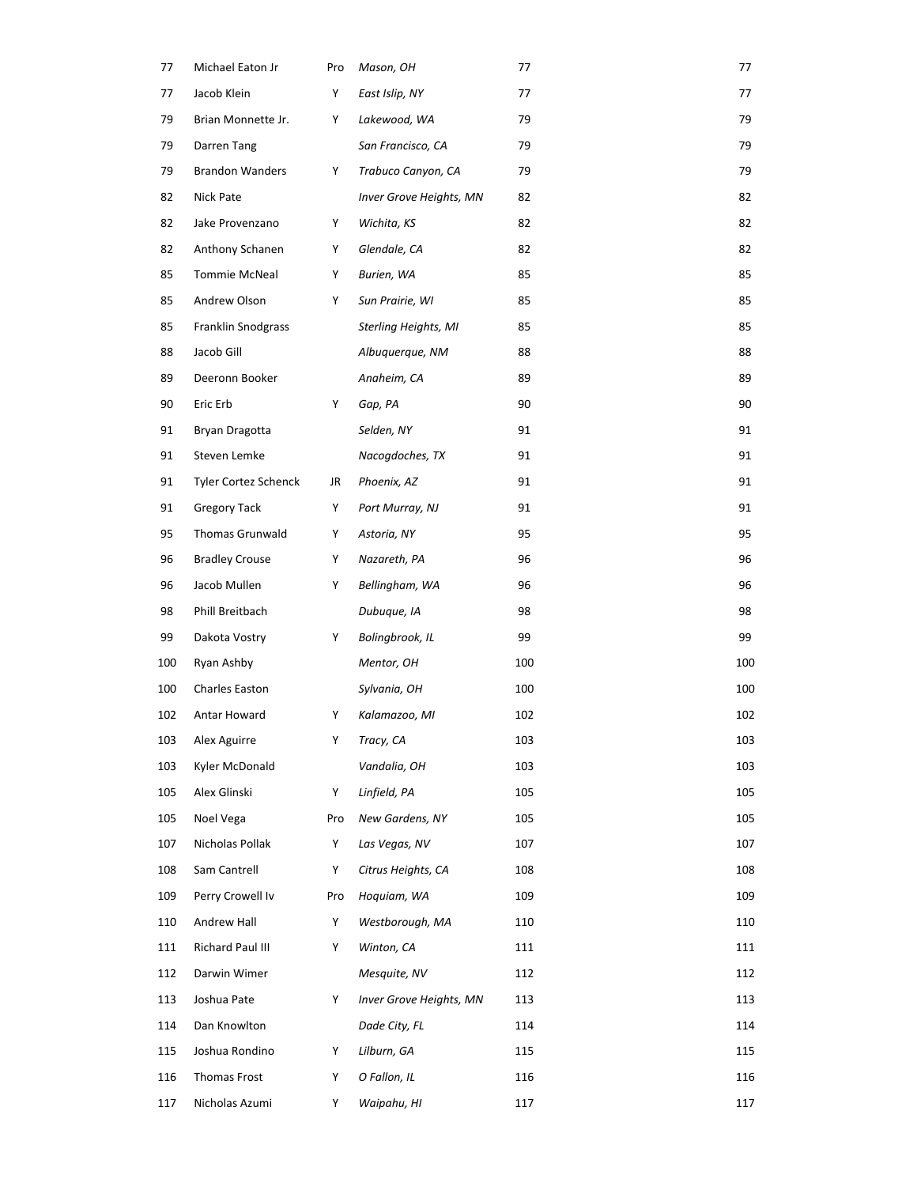| | | | | | |
|---|---|---|---|---|---|
| 77 | Michael Eaton Jr | Pro | *Mason, OH* | 77 | 77 |
| 77 | Jacob Klein | Y | *East Islip, NY* | 77 | 77 |
| 79 | Brian Monnette Jr. | Y | *Lakewood, WA* | 79 | 79 |
| 79 | Darren Tang | | *San Francisco, CA* | 79 | 79 |
| 79 | Brandon Wanders | Y | *Trabuco Canyon, CA* | 79 | 79 |
| 82 | Nick Pate | | *Inver Grove Heights, MN* | 82 | 82 |
| 82 | Jake Provenzano | Y | *Wichita, KS* | 82 | 82 |
| 82 | Anthony Schanen | Y | *Glendale, CA* | 82 | 82 |
| 85 | Tommie McNeal | Y | *Burien, WA* | 85 | 85 |
| 85 | Andrew Olson | Y | *Sun Prairie, WI* | 85 | 85 |
| 85 | Franklin Snodgrass | | *Sterling Heights, MI* | 85 | 85 |
| 88 | Jacob Gill | | *Albuquerque, NM* | 88 | 88 |
| 89 | Deeronn Booker | | *Anaheim, CA* | 89 | 89 |
| 90 | Eric Erb | Y | *Gap, PA* | 90 | 90 |
| 91 | Bryan Dragotta | | *Selden, NY* | 91 | 91 |
| 91 | Steven Lemke | | *Nacogdoches, TX* | 91 | 91 |
| 91 | Tyler Cortez Schenck | JR | *Phoenix, AZ* | 91 | 91 |
| 91 | Gregory Tack | Y | *Port Murray, NJ* | 91 | 91 |
| 95 | Thomas Grunwald | Y | *Astoria, NY* | 95 | 95 |
| 96 | Bradley Crouse | Y | *Nazareth, PA* | 96 | 96 |
| 96 | Jacob Mullen | Y | *Bellingham, WA* | 96 | 96 |
| 98 | Phill Breitbach | | *Dubuque, IA* | 98 | 98 |
| 99 | Dakota Vostry | Y | *Bolingbrook, IL* | 99 | 99 |
| 100 | Ryan Ashby | | *Mentor, OH* | 100 | 100 |
| 100 | Charles Easton | | *Sylvania, OH* | 100 | 100 |
| 102 | Antar Howard | Y | *Kalamazoo, MI* | 102 | 102 |
| 103 | Alex Aguirre | Y | *Tracy, CA* | 103 | 103 |
| 103 | Kyler McDonald | | *Vandalia, OH* | 103 | 103 |
| 105 | Alex Glinski | Y | *Linfield, PA* | 105 | 105 |
| 105 | Noel Vega | Pro | *New Gardens, NY* | 105 | 105 |
| 107 | Nicholas Pollak | Y | *Las Vegas, NV* | 107 | 107 |
| 108 | Sam Cantrell | Y | *Citrus Heights, CA* | 108 | 108 |
| 109 | Perry Crowell Iv | Pro | *Hoquiam, WA* | 109 | 109 |
| 110 | Andrew Hall | Y | *Westborough, MA* | 110 | 110 |
| 111 | Richard Paul III | Y | *Winton, CA* | 111 | 111 |
| 112 | Darwin Wimer | | *Mesquite, NV* | 112 | 112 |
| 113 | Joshua Pate | Y | *Inver Grove Heights, MN* | 113 | 113 |
| 114 | Dan Knowlton | | *Dade City, FL* | 114 | 114 |
| 115 | Joshua Rondino | Y | *Lilburn, GA* | 115 | 115 |
| 116 | Thomas Frost | Y | *O Fallon, IL* | 116 | 116 |
| 117 | Nicholas Azumi | Y | *Waipahu, HI* | 117 | 117 |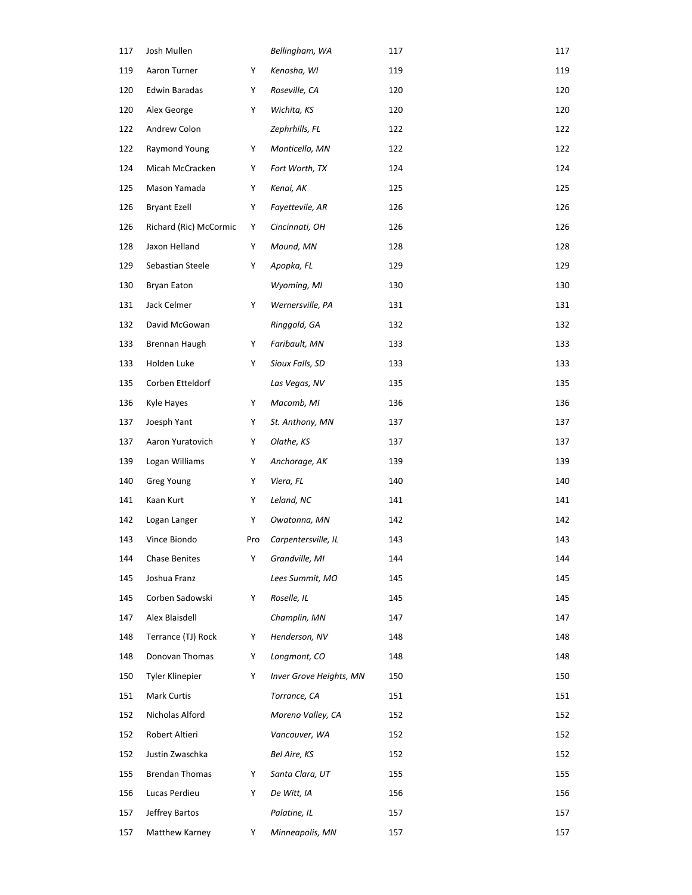| | | | | | |
|---|---|---|---|---|---|
| 117 | Josh Mullen | | *Bellingham, WA* | 117 | 117 |
| 119 | Aaron Turner | Y | *Kenosha, WI* | 119 | 119 |
| 120 | Edwin Baradas | Y | *Roseville, CA* | 120 | 120 |
| 120 | Alex George | Y | *Wichita, KS* | 120 | 120 |
| 122 | Andrew Colon | | *Zephrhills, FL* | 122 | 122 |
| 122 | Raymond Young | Y | *Monticello, MN* | 122 | 122 |
| 124 | Micah McCracken | Y | *Fort Worth, TX* | 124 | 124 |
| 125 | Mason Yamada | Y | *Kenai, AK* | 125 | 125 |
| 126 | Bryant Ezell | Y | *Fayettevile, AR* | 126 | 126 |
| 126 | Richard (Ric) McCormic | Y | *Cincinnati, OH* | 126 | 126 |
| 128 | Jaxon Helland | Y | *Mound, MN* | 128 | 128 |
| 129 | Sebastian Steele | Y | *Apopka, FL* | 129 | 129 |
| 130 | Bryan Eaton | | *Wyoming, MI* | 130 | 130 |
| 131 | Jack Celmer | Y | *Wernersville, PA* | 131 | 131 |
| 132 | David McGowan | | *Ringgold, GA* | 132 | 132 |
| 133 | Brennan Haugh | Y | *Faribault, MN* | 133 | 133 |
| 133 | Holden Luke | Y | *Sioux Falls, SD* | 133 | 133 |
| 135 | Corben Etteldorf | | *Las Vegas, NV* | 135 | 135 |
| 136 | Kyle Hayes | Y | *Macomb, MI* | 136 | 136 |
| 137 | Joesph Yant | Y | *St. Anthony, MN* | 137 | 137 |
| 137 | Aaron Yuratovich | Y | *Olathe, KS* | 137 | 137 |
| 139 | Logan Williams | Y | *Anchorage, AK* | 139 | 139 |
| 140 | Greg Young | Y | *Viera, FL* | 140 | 140 |
| 141 | Kaan Kurt | Y | *Leland, NC* | 141 | 141 |
| 142 | Logan Langer | Y | *Owatonna, MN* | 142 | 142 |
| 143 | Vince Biondo | Pro | *Carpentersville, IL* | 143 | 143 |
| 144 | Chase Benites | Y | *Grandville, MI* | 144 | 144 |
| 145 | Joshua Franz | | *Lees Summit, MO* | 145 | 145 |
| 145 | Corben Sadowski | Y | *Roselle, IL* | 145 | 145 |
| 147 | Alex Blaisdell | | *Champlin, MN* | 147 | 147 |
| 148 | Terrance (TJ) Rock | Y | *Henderson, NV* | 148 | 148 |
| 148 | Donovan Thomas | Y | *Longmont, CO* | 148 | 148 |
| 150 | Tyler Klinepier | Y | *Inver Grove Heights, MN* | 150 | 150 |
| 151 | Mark Curtis | | *Torrance, CA* | 151 | 151 |
| 152 | Nicholas Alford | | *Moreno Valley, CA* | 152 | 152 |
| 152 | Robert Altieri | | *Vancouver, WA* | 152 | 152 |
| 152 | Justin Zwaschka | | *Bel Aire, KS* | 152 | 152 |
| 155 | Brendan Thomas | Y | *Santa Clara, UT* | 155 | 155 |
| 156 | Lucas Perdieu | Y | *De Witt, IA* | 156 | 156 |
| 157 | Jeffrey Bartos | | *Palatine, IL* | 157 | 157 |
| 157 | Matthew Karney | Y | *Minneapolis, MN* | 157 | 157 |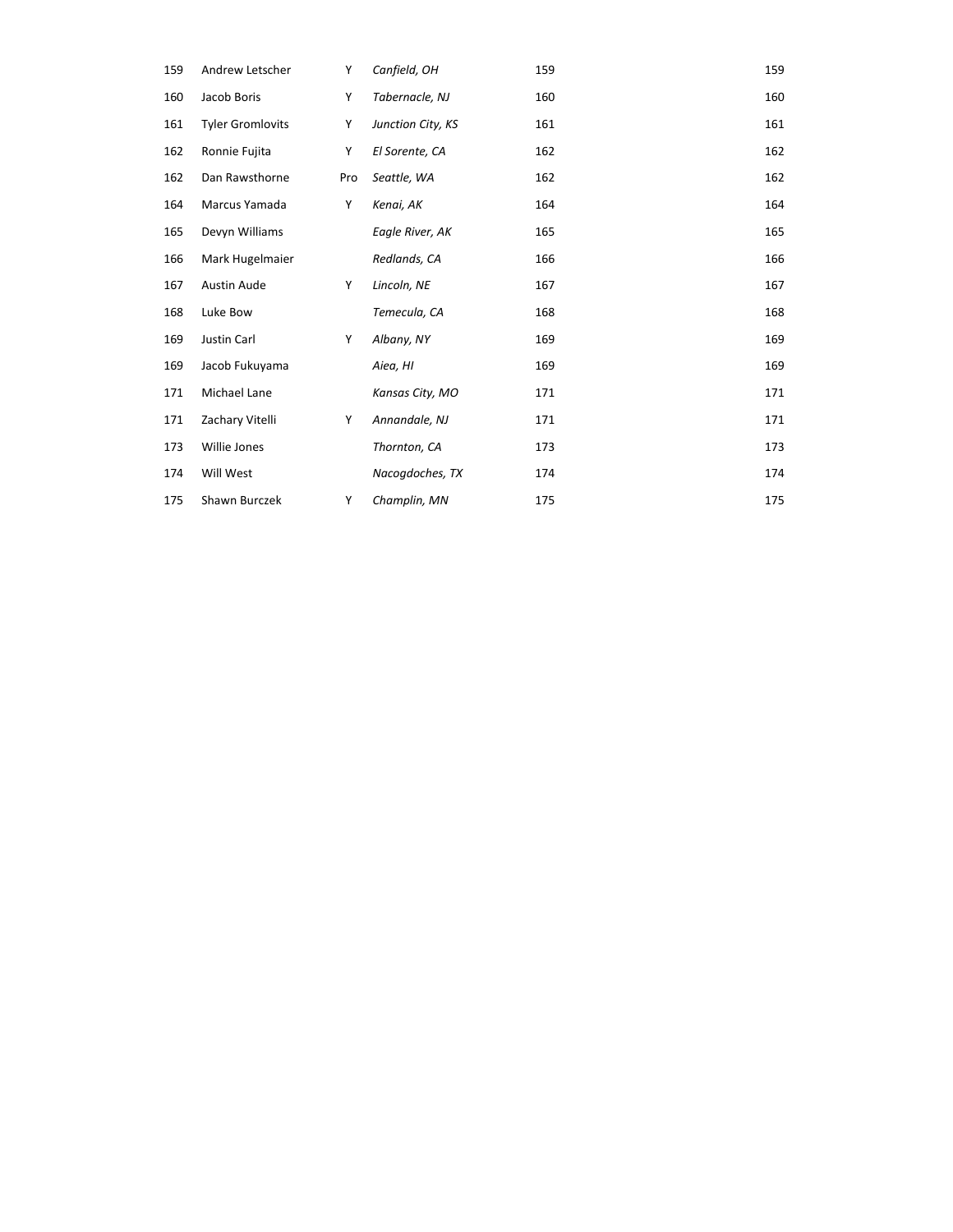| | | | | | |
|---|---|---|---|---|---|
| 159 | Andrew Letscher | Y | *Canfield, OH* | 159 | 159 |
| 160 | Jacob Boris | Y | *Tabernacle, NJ* | 160 | 160 |
| 161 | Tyler Gromlovits | Y | *Junction City, KS* | 161 | 161 |
| 162 | Ronnie Fujita | Y | *El Sorente, CA* | 162 | 162 |
| 162 | Dan Rawsthorne | Pro | *Seattle, WA* | 162 | 162 |
| 164 | Marcus Yamada | Y | *Kenai, AK* | 164 | 164 |
| 165 | Devyn Williams | | *Eagle River, AK* | 165 | 165 |
| 166 | Mark Hugelmaier | | *Redlands, CA* | 166 | 166 |
| 167 | Austin Aude | Y | *Lincoln, NE* | 167 | 167 |
| 168 | Luke Bow | | *Temecula, CA* | 168 | 168 |
| 169 | Justin Carl | Y | *Albany, NY* | 169 | 169 |
| 169 | Jacob Fukuyama | | *Aiea, HI* | 169 | 169 |
| 171 | Michael Lane | | *Kansas City, MO* | 171 | 171 |
| 171 | Zachary Vitelli | Y | *Annandale, NJ* | 171 | 171 |
| 173 | Willie Jones | | *Thornton, CA* | 173 | 173 |
| 174 | Will West | | *Nacogdoches, TX* | 174 | 174 |
| 175 | Shawn Burczek | Y | *Champlin, MN* | 175 | 175 |